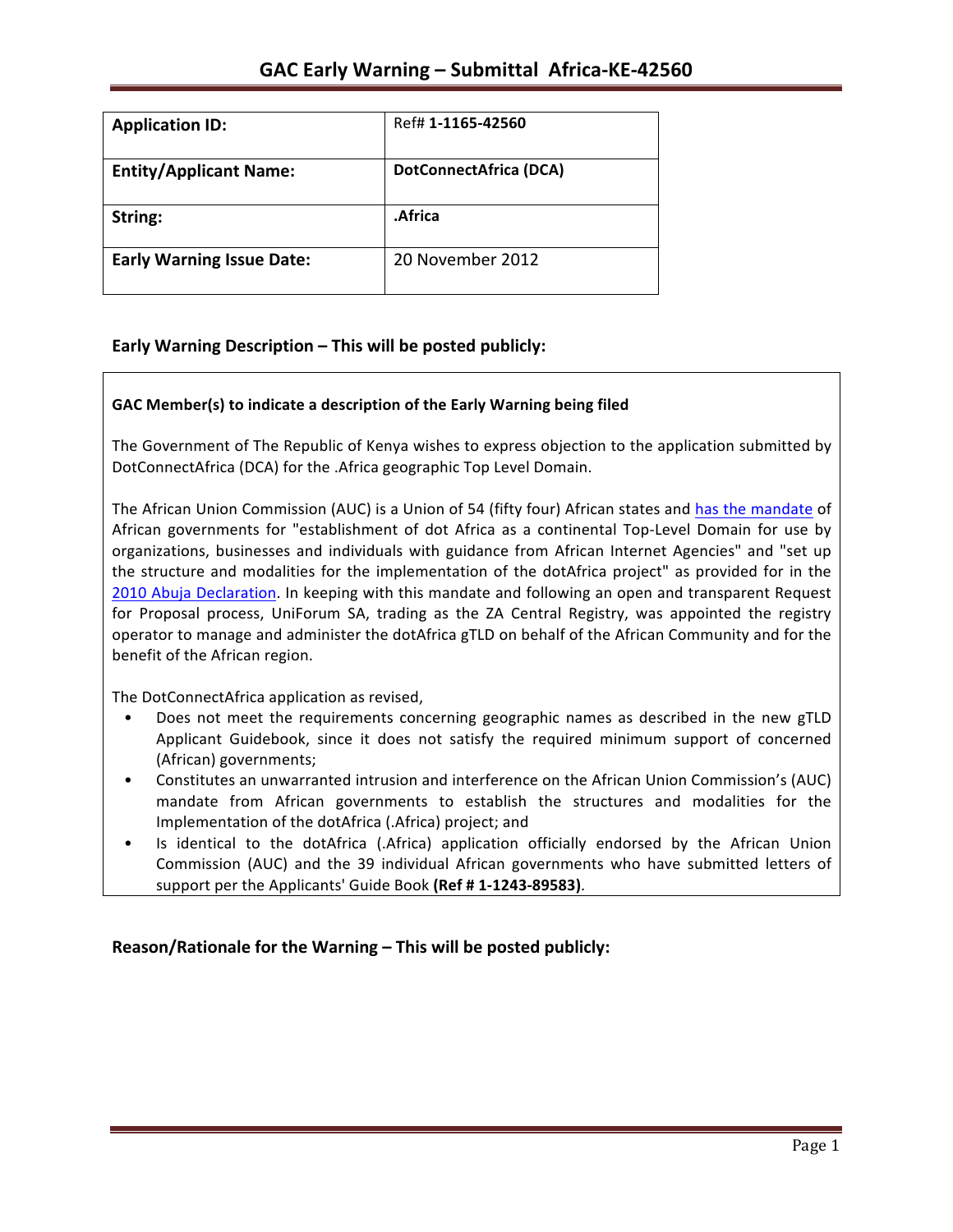# GAC Early Warning – Submittal Africa-KE-42560

| Application ID: | Ref# **1-1165-42560** |
|---|---|
| **Entity/Applicant Name:** | **DotConnectAfrica (DCA)** |
| **String:** | **.Africa** |
| **Early Warning Issue Date:** | 20 November 2012 |

## Early Warning Description – This will be posted publicly:

**GAC Member(s) to indicate a description of the Early Warning being filed**

The Government of The Republic of Kenya wishes to express objection to the application submitted by DotConnectAfrica (DCA) for the .Africa geographic Top Level Domain.

The African Union Commission (AUC) is a Union of 54 (fifty four) African states and has the mandate of African governments for "establishment of dot Africa as a continental Top-Level Domain for use by organizations, businesses and individuals with guidance from African Internet Agencies" and "set up the structure and modalities for the implementation of the dotAfrica project" as provided for in the 2010 Abuja Declaration. In keeping with this mandate and following an open and transparent Request for Proposal process, UniForum SA, trading as the ZA Central Registry, was appointed the registry operator to manage and administer the dotAfrica gTLD on behalf of the African Community and for the benefit of the African region.

The DotConnectAfrica application as revised,

- Does not meet the requirements concerning geographic names as described in the new gTLD Applicant Guidebook, since it does not satisfy the required minimum support of concerned (African) governments;
- Constitutes an unwarranted intrusion and interference on the African Union Commission's (AUC) mandate from African governments to establish the structures and modalities for the Implementation of the dotAfrica (.Africa) project; and
- Is identical to the dotAfrica (.Africa) application officially endorsed by the African Union Commission (AUC) and the 39 individual African governments who have submitted letters of support per the Applicants' Guide Book **(Ref # 1-1243-89583)**.

## Reason/Rationale for the Warning – This will be posted publicly: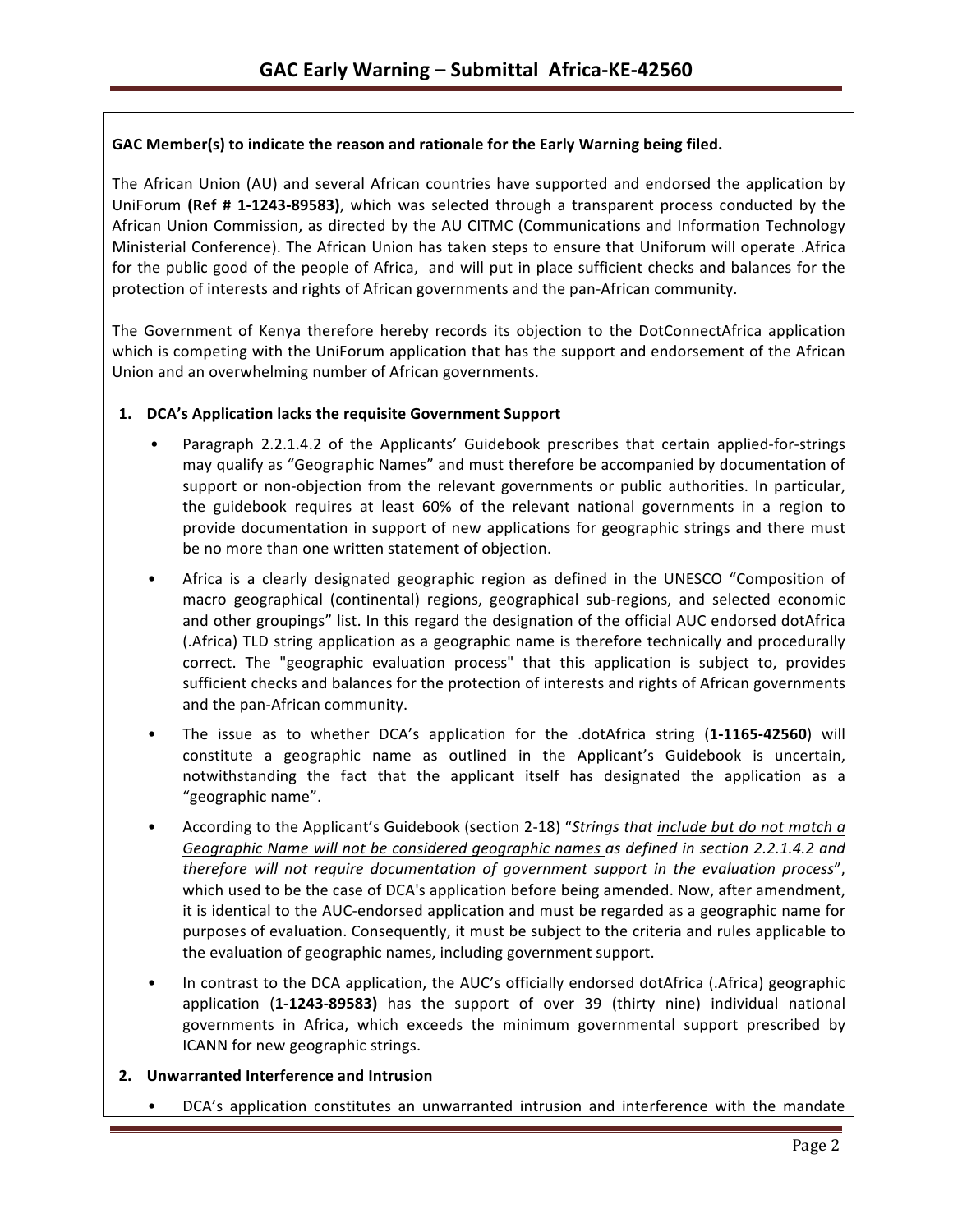**GAC Member(s) to indicate the reason and rationale for the Early Warning being filed.**

The African Union (AU) and several African countries have supported and endorsed the application by UniForum **(Ref # 1-1243-89583)**, which was selected through a transparent process conducted by the African Union Commission, as directed by the AU CITMC (Communications and Information Technology Ministerial Conference). The African Union has taken steps to ensure that Uniforum will operate .Africa for the public good of the people of Africa, and will put in place sufficient checks and balances for the protection of interests and rights of African governments and the pan-African community.

The Government of Kenya therefore hereby records its objection to the DotConnectAfrica application which is competing with the UniForum application that has the support and endorsement of the African Union and an overwhelming number of African governments.

**1. DCA's Application lacks the requisite Government Support**

- Paragraph 2.2.1.4.2 of the Applicants' Guidebook prescribes that certain applied-for-strings may qualify as "Geographic Names" and must therefore be accompanied by documentation of support or non-objection from the relevant governments or public authorities. In particular, the guidebook requires at least 60% of the relevant national governments in a region to provide documentation in support of new applications for geographic strings and there must be no more than one written statement of objection.
- Africa is a clearly designated geographic region as defined in the UNESCO "Composition of macro geographical (continental) regions, geographical sub-regions, and selected economic and other groupings" list. In this regard the designation of the official AUC endorsed dotAfrica (.Africa) TLD string application as a geographic name is therefore technically and procedurally correct. The "geographic evaluation process" that this application is subject to, provides sufficient checks and balances for the protection of interests and rights of African governments and the pan-African community.
- The issue as to whether DCA's application for the .dotAfrica string (**1-1165-42560**) will constitute a geographic name as outlined in the Applicant's Guidebook is uncertain, notwithstanding the fact that the applicant itself has designated the application as a "geographic name".
- According to the Applicant's Guidebook (section 2-18) "*Strings that <u>include but do not match a Geographic Name will not be considered geographic names</u> as defined in section 2.2.1.4.2 and therefore will not require documentation of government support in the evaluation process*", which used to be the case of DCA's application before being amended. Now, after amendment, it is identical to the AUC-endorsed application and must be regarded as a geographic name for purposes of evaluation. Consequently, it must be subject to the criteria and rules applicable to the evaluation of geographic names, including government support.
- In contrast to the DCA application, the AUC's officially endorsed dotAfrica (.Africa) geographic application (**1-1243-89583)** has the support of over 39 (thirty nine) individual national governments in Africa, which exceeds the minimum governmental support prescribed by ICANN for new geographic strings.

**2. Unwarranted Interference and Intrusion**

- DCA's application constitutes an unwarranted intrusion and interference with the mandate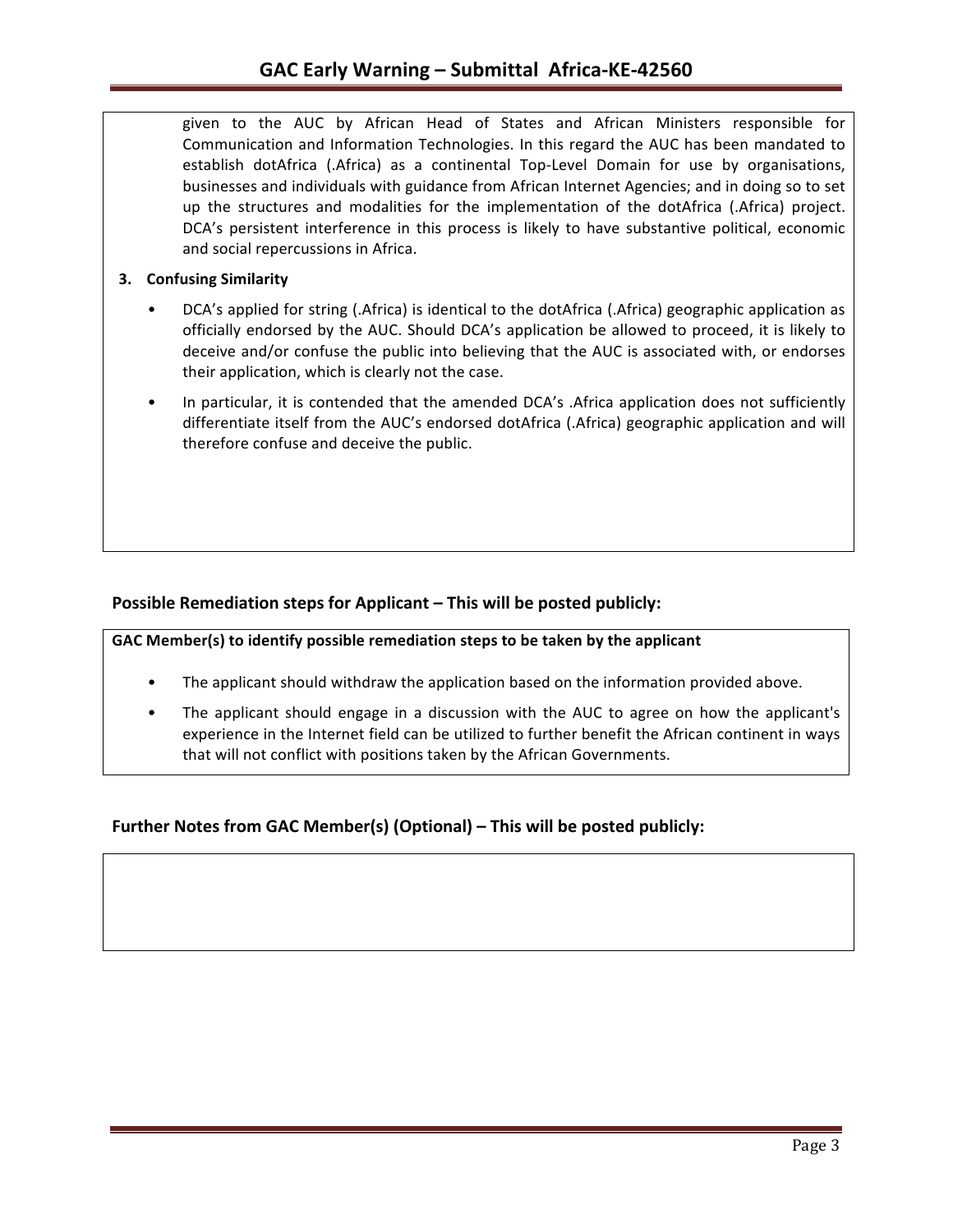given to the AUC by African Head of States and African Ministers responsible for Communication and Information Technologies. In this regard the AUC has been mandated to establish dotAfrica (.Africa) as a continental Top-Level Domain for use by organisations, businesses and individuals with guidance from African Internet Agencies; and in doing so to set up the structures and modalities for the implementation of the dotAfrica (.Africa) project. DCA's persistent interference in this process is likely to have substantive political, economic and social repercussions in Africa.

**3. Confusing Similarity**

- DCA's applied for string (.Africa) is identical to the dotAfrica (.Africa) geographic application as officially endorsed by the AUC. Should DCA's application be allowed to proceed, it is likely to deceive and/or confuse the public into believing that the AUC is associated with, or endorses their application, which is clearly not the case.
- In particular, it is contended that the amended DCA's .Africa application does not sufficiently differentiate itself from the AUC's endorsed dotAfrica (.Africa) geographic application and will therefore confuse and deceive the public.

## Possible Remediation steps for Applicant – This will be posted publicly:

**GAC Member(s) to identify possible remediation steps to be taken by the applicant**

- The applicant should withdraw the application based on the information provided above.
- The applicant should engage in a discussion with the AUC to agree on how the applicant's experience in the Internet field can be utilized to further benefit the African continent in ways that will not conflict with positions taken by the African Governments.

## Further Notes from GAC Member(s) (Optional) – This will be posted publicly: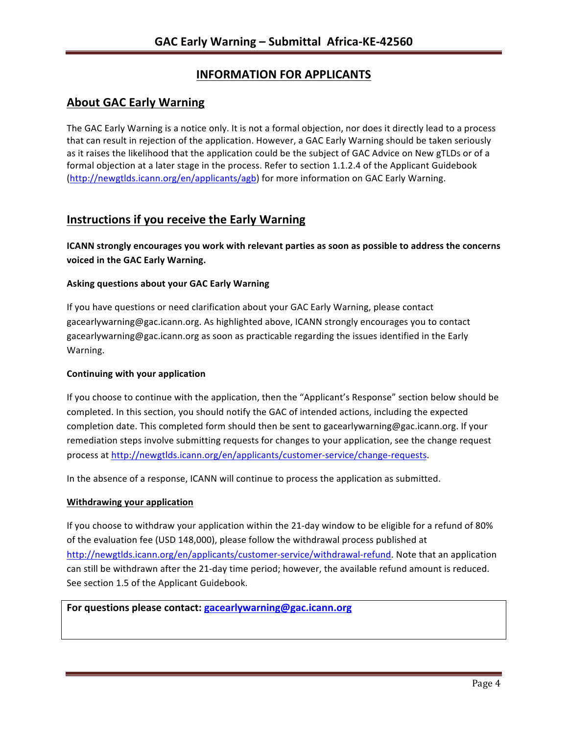# INFORMATION FOR APPLICANTS

## About GAC Early Warning

The GAC Early Warning is a notice only. It is not a formal objection, nor does it directly lead to a process that can result in rejection of the application. However, a GAC Early Warning should be taken seriously as it raises the likelihood that the application could be the subject of GAC Advice on New gTLDs or of a formal objection at a later stage in the process. Refer to section 1.1.2.4 of the Applicant Guidebook (http://newgtlds.icann.org/en/applicants/agb) for more information on GAC Early Warning.

## Instructions if you receive the Early Warning

**ICANN strongly encourages you work with relevant parties as soon as possible to address the concerns voiced in the GAC Early Warning.**

### Asking questions about your GAC Early Warning

If you have questions or need clarification about your GAC Early Warning, please contact gacearlywarning@gac.icann.org. As highlighted above, ICANN strongly encourages you to contact gacearlywarning@gac.icann.org as soon as practicable regarding the issues identified in the Early Warning.

### Continuing with your application

If you choose to continue with the application, then the "Applicant's Response" section below should be completed. In this section, you should notify the GAC of intended actions, including the expected completion date. This completed form should then be sent to gacearlywarning@gac.icann.org. If your remediation steps involve submitting requests for changes to your application, see the change request process at http://newgtlds.icann.org/en/applicants/customer-service/change-requests.

In the absence of a response, ICANN will continue to process the application as submitted.

### Withdrawing your application

If you choose to withdraw your application within the 21-day window to be eligible for a refund of 80% of the evaluation fee (USD 148,000), please follow the withdrawal process published at http://newgtlds.icann.org/en/applicants/customer-service/withdrawal-refund. Note that an application can still be withdrawn after the 21-day time period; however, the available refund amount is reduced. See section 1.5 of the Applicant Guidebook.

**For questions please contact: gacearlywarning@gac.icann.org**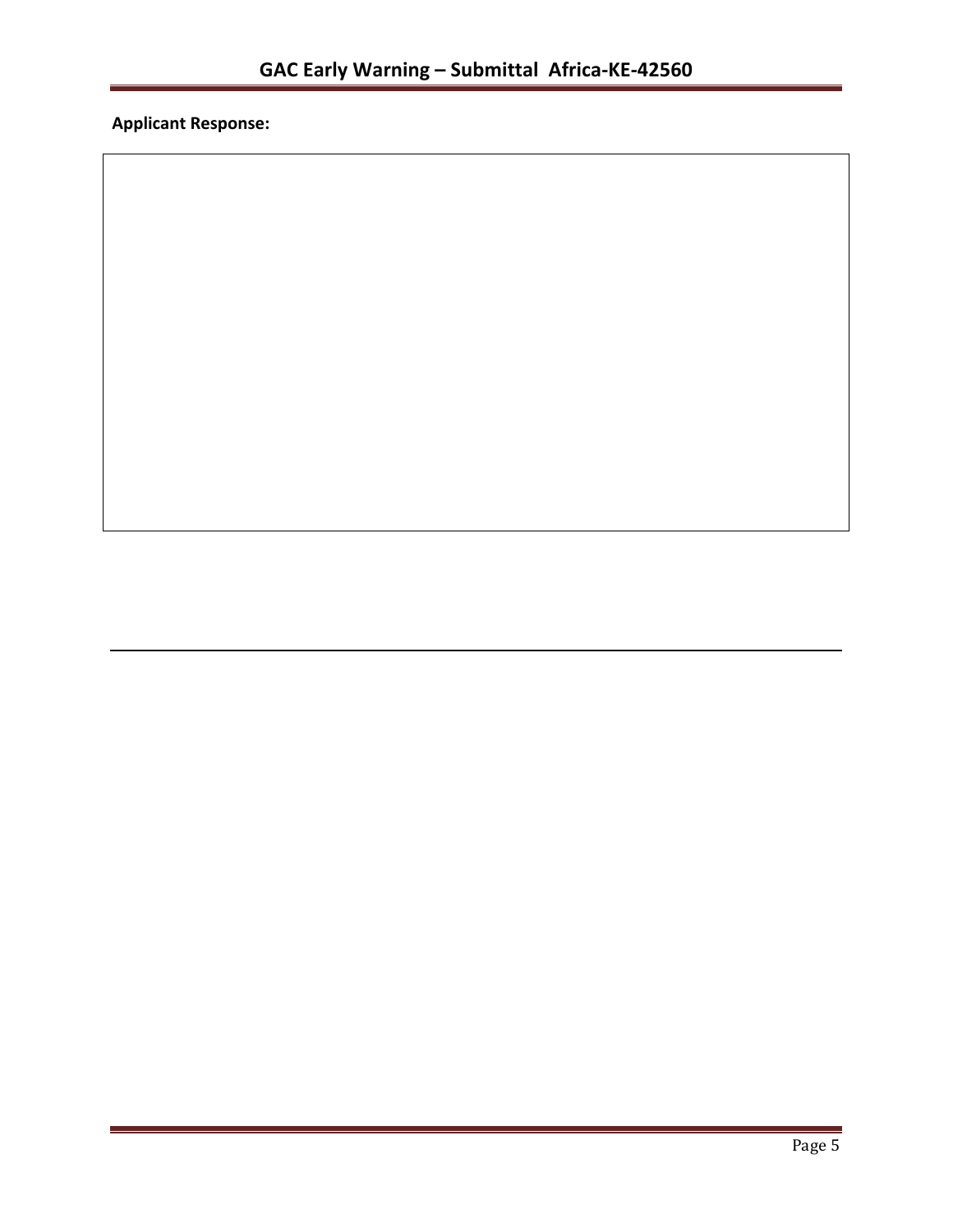**Applicant Response:**